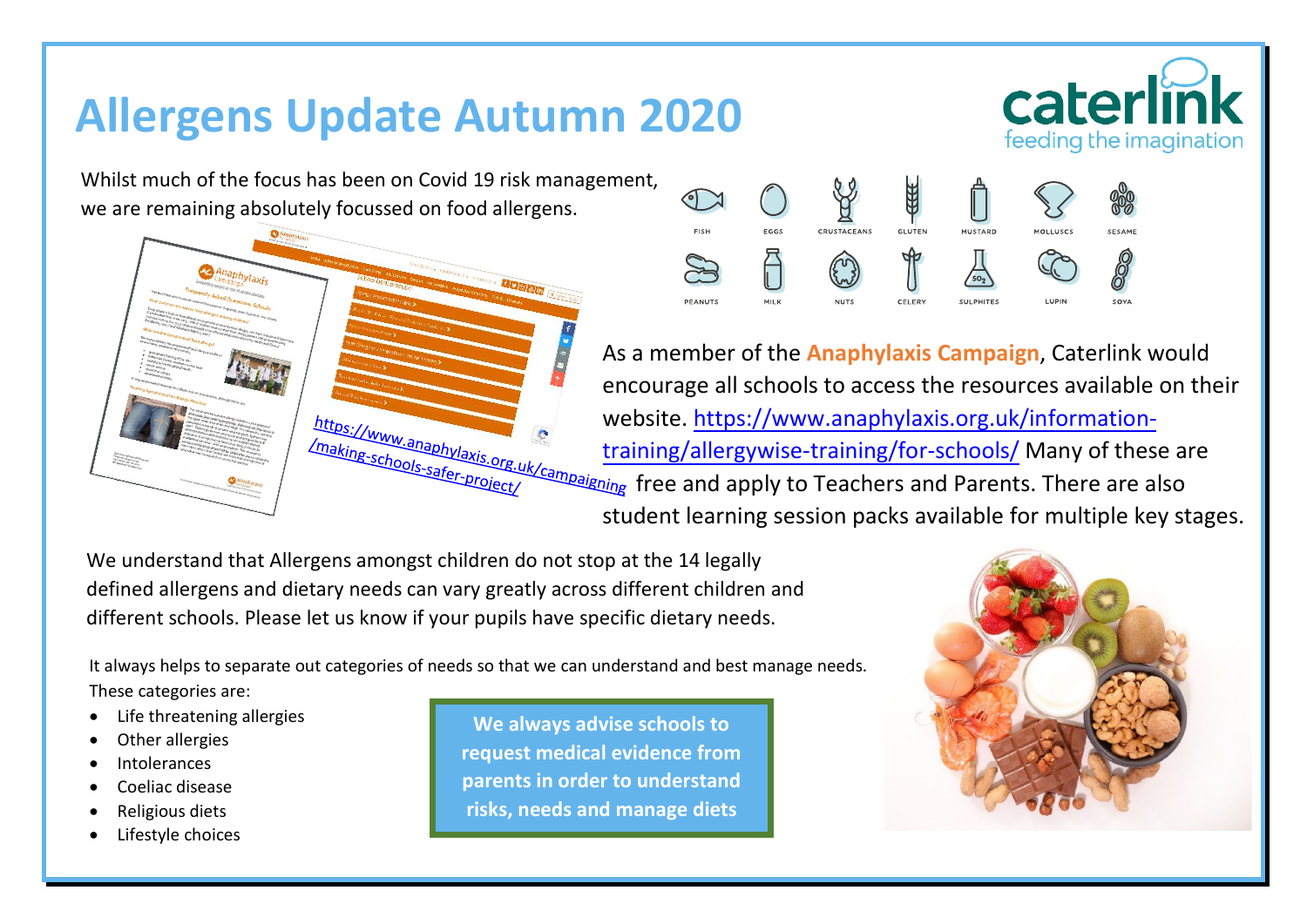# Allergens Update Autumn 2020

caterlink
feeding the imagination

Whilst much of the focus has been on Covid 19 risk management, we are remaining absolutely focussed on food allergens.

https://www.anaphylaxis.org.uk/campaigning/making-schools-safer-project/

FISH, EGGS, CRUSTACEANS, GLUTEN, MUSTARD, MOLLUSCS, SESAME, PEANUTS, MILK, NUTS, CELERY, SULPHITES, LUPIN, SOYA

As a member of the **Anaphylaxis Campaign**, Caterlink would encourage all schools to access the resources available on their website. https://www.anaphylaxis.org.uk/information-training/allergywise-training/for-schools/ Many of these are free and apply to Teachers and Parents. There are also student learning session packs available for multiple key stages.

We understand that Allergens amongst children do not stop at the 14 legally defined allergens and dietary needs can vary greatly across different children and different schools. Please let us know if your pupils have specific dietary needs.

It always helps to separate out categories of needs so that we can understand and best manage needs. These categories are:

- Life threatening allergies
- Other allergies
- Intolerances
- Coeliac disease
- Religious diets
- Lifestyle choices

**We always advise schools to request medical evidence from parents in order to understand risks, needs and manage diets**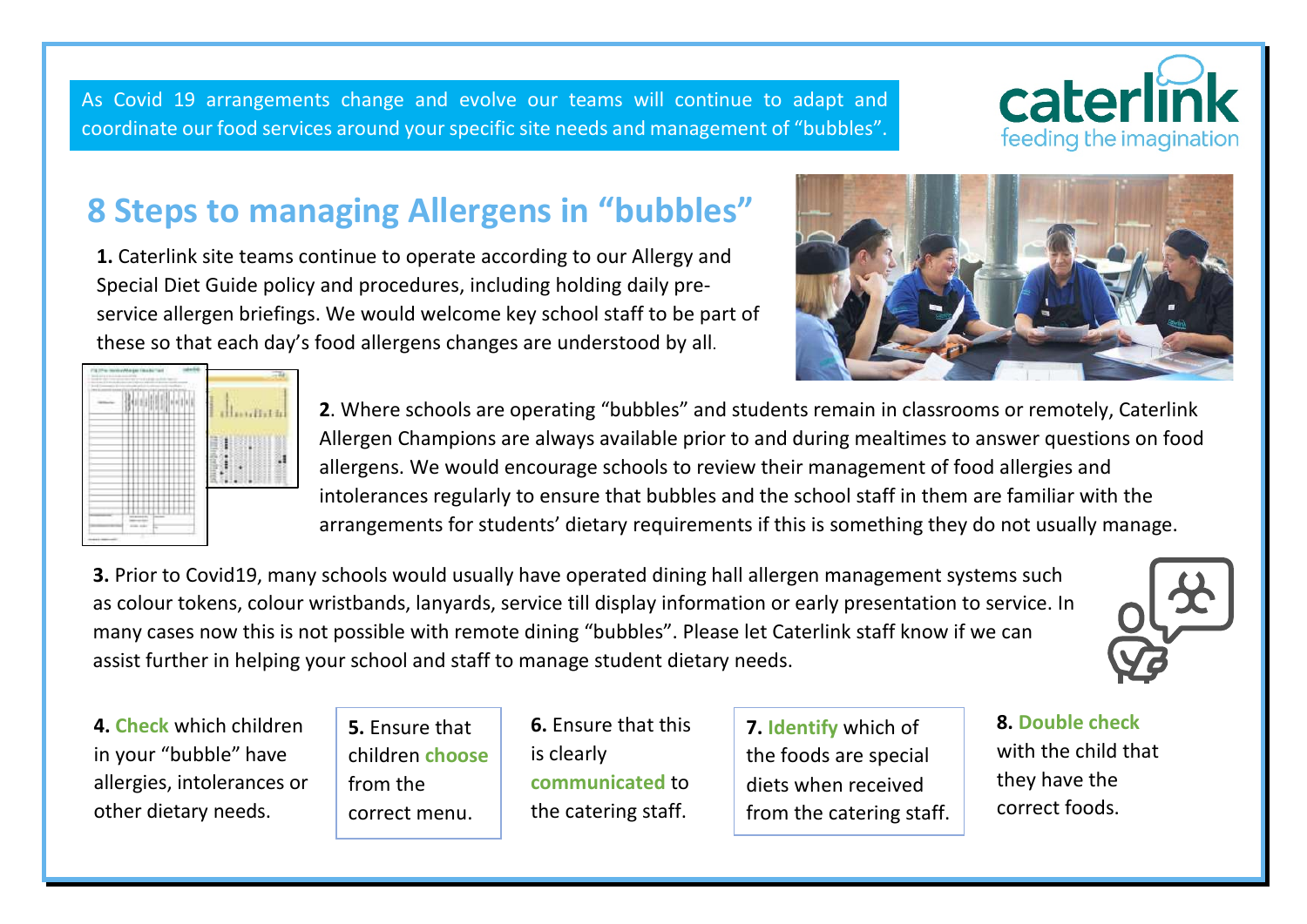As Covid 19 arrangements change and evolve our teams will continue to adapt and coordinate our food services around your specific site needs and management of "bubbles".

caterlink
feeding the imagination

## 8 Steps to managing Allergens in "bubbles"

**1.** Caterlink site teams continue to operate according to our Allergy and Special Diet Guide policy and procedures, including holding daily pre-service allergen briefings. We would welcome key school staff to be part of these so that each day's food allergens changes are understood by all.

**2**. Where schools are operating "bubbles" and students remain in classrooms or remotely, Caterlink Allergen Champions are always available prior to and during mealtimes to answer questions on food allergens. We would encourage schools to review their management of food allergies and intolerances regularly to ensure that bubbles and the school staff in them are familiar with the arrangements for students' dietary requirements if this is something they do not usually manage.

**3.** Prior to Covid19, many schools would usually have operated dining hall allergen management systems such as colour tokens, colour wristbands, lanyards, service till display information or early presentation to service. In many cases now this is not possible with remote dining "bubbles". Please let Caterlink staff know if we can assist further in helping your school and staff to manage student dietary needs.

**4.** **Check** which children in your "bubble" have allergies, intolerances or other dietary needs.

**5.** Ensure that children **choose** from the correct menu.

**6.** Ensure that this is clearly **communicated** to the catering staff.

**7.** **Identify** which of the foods are special diets when received from the catering staff.

**8.** **Double check** with the child that they have the correct foods.